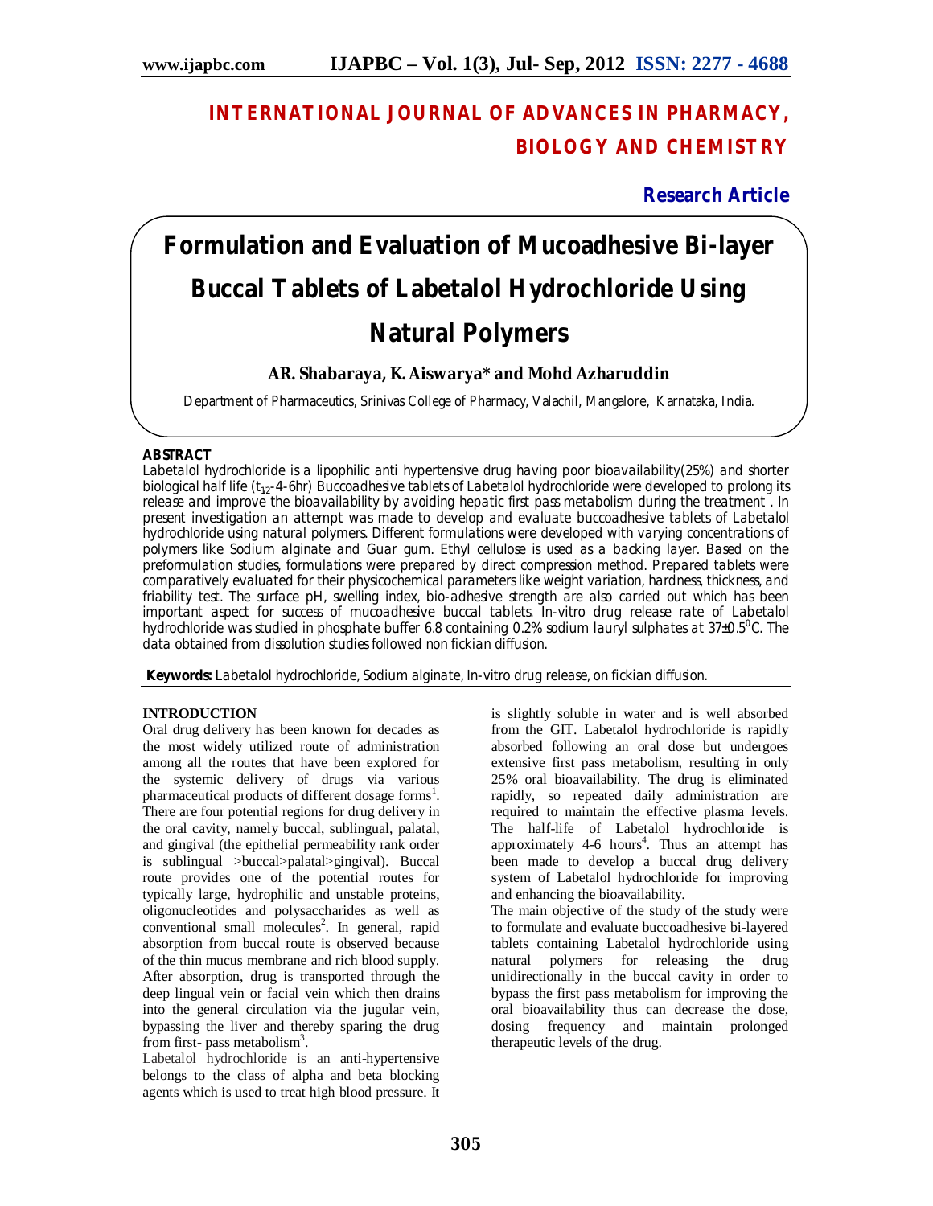# INTERNATIONAL JOURNAL OF ADVANCES IN PHARMACY, BIOLOGY AND CHEMISTRY

**Research Article**

# Formulation and Evaluation of Mucoadhesive Bi-layer Buccal Tablets of Labetalol Hydrochloride Using Natural Polymers

**AR. Shabaraya, K. Aiswarya\* and Mohd Azharuddin**

Department of Pharmaceutics, Srinivas College of Pharmacy, Valachil, Mangalore, Karnataka, India.

## ABSTRACT

Labetalol hydrochloride is a lipophilic anti hypertensive drug having poor bioavailability(25%) and shorter biological half life ($t_{1/2}$-4-6hr) Buccoadhesive tablets of Labetalol hydrochloride were developed to prolong its release and improve the bioavailability by avoiding hepatic first pass metabolism during the treatment . In present investigation an attempt was made to develop and evaluate buccoadhesive tablets of Labetalol hydrochloride using natural polymers. Different formulations were developed with varying concentrations of polymers like Sodium alginate and Guar gum. Ethyl cellulose is used as a backing layer. Based on the preformulation studies, formulations were prepared by direct compression method. Prepared tablets were comparatively evaluated for their physicochemical parameters like weight variation, hardness, thickness, and friability test. The surface pH, swelling index, bio-adhesive strength are also carried out which has been important aspect for success of mucoadhesive buccal tablets. In-vitro drug release rate of Labetalol hydrochloride was studied in phosphate buffer 6.8 containing 0.2% sodium lauryl sulphates at 37±0.5$^0$C. The data obtained from dissolution studies followed non fickian diffusion.

**Keywords:** Labetalol hydrochloride, Sodium alginate, In-vitro drug release, on fickian diffusion.

## INTRODUCTION

Oral drug delivery has been known for decades as the most widely utilized route of administration among all the routes that have been explored for the systemic delivery of drugs via various pharmaceutical products of different dosage forms[1]. There are four potential regions for drug delivery in the oral cavity, namely buccal, sublingual, palatal, and gingival (the epithelial permeability rank order is sublingual >buccal>palatal>gingival). Buccal route provides one of the potential routes for typically large, hydrophilic and unstable proteins, oligonucleotides and polysaccharides as well as conventional small molecules[2]. In general, rapid absorption from buccal route is observed because of the thin mucus membrane and rich blood supply. After absorption, drug is transported through the deep lingual vein or facial vein which then drains into the general circulation via the jugular vein, bypassing the liver and thereby sparing the drug from first- pass metabolism[3].

Labetalol hydrochloride is an anti-hypertensive belongs to the class of alpha and beta blocking agents which is used to treat high blood pressure. It is slightly soluble in water and is well absorbed from the GIT. Labetalol hydrochloride is rapidly absorbed following an oral dose but undergoes extensive first pass metabolism, resulting in only 25% oral bioavailability. The drug is eliminated rapidly, so repeated daily administration are required to maintain the effective plasma levels. The half-life of Labetalol hydrochloride is approximately 4-6 hours[4]. Thus an attempt has been made to develop a buccal drug delivery system of Labetalol hydrochloride for improving and enhancing the bioavailability.

The main objective of the study of the study were to formulate and evaluate buccoadhesive bi-layered tablets containing Labetalol hydrochloride using natural polymers for releasing the drug unidirectionally in the buccal cavity in order to bypass the first pass metabolism for improving the oral bioavailability thus can decrease the dose, dosing frequency and maintain prolonged therapeutic levels of the drug.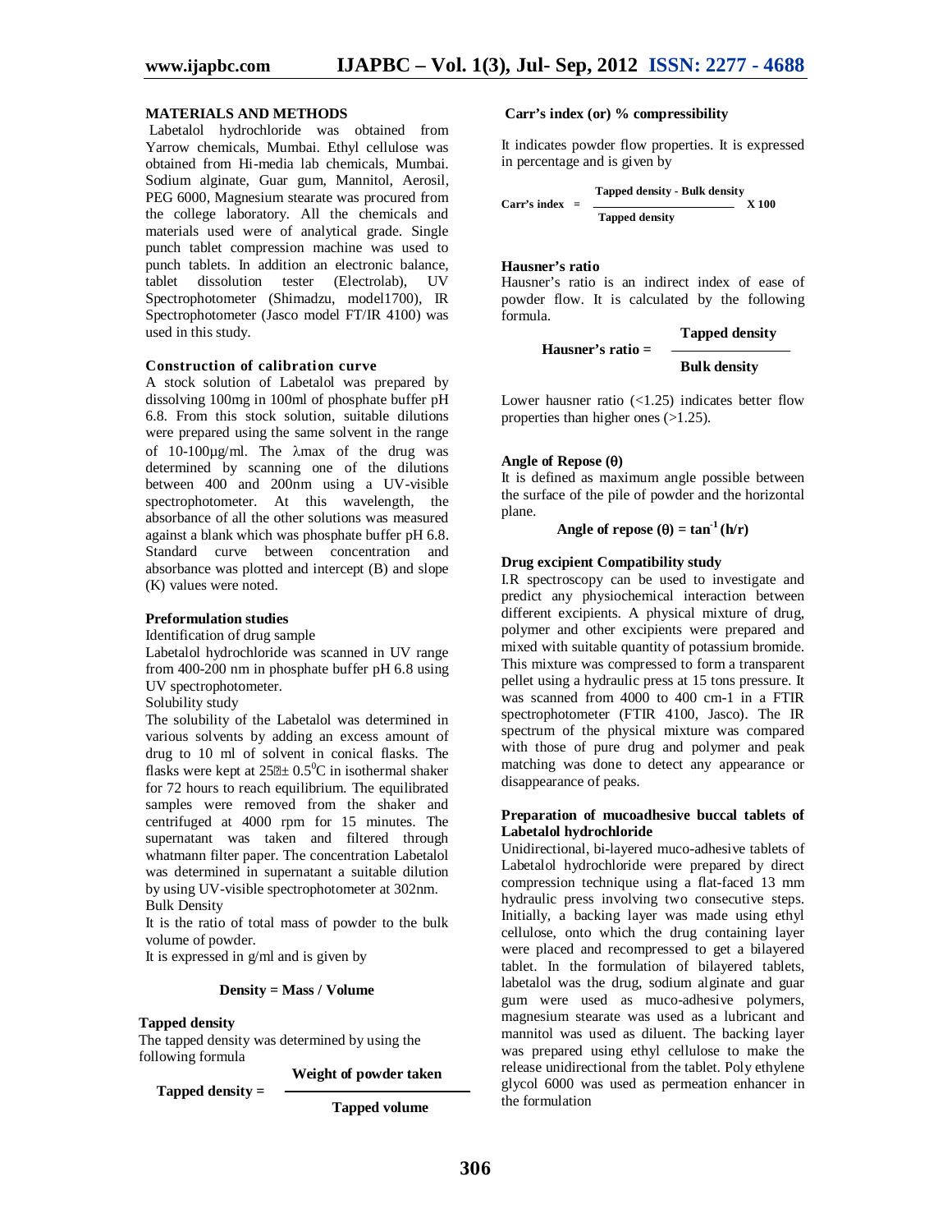## MATERIALS AND METHODS

Labetalol hydrochloride was obtained from Yarrow chemicals, Mumbai. Ethyl cellulose was obtained from Hi-media lab chemicals, Mumbai. Sodium alginate, Guar gum, Mannitol, Aerosil, PEG 6000, Magnesium stearate was procured from the college laboratory. All the chemicals and materials used were of analytical grade. Single punch tablet compression machine was used to punch tablets. In addition an electronic balance, tablet dissolution tester (Electrolab), UV Spectrophotometer (Shimadzu, model1700), IR Spectrophotometer (Jasco model FT/IR 4100) was used in this study.

### Construction of calibration curve

A stock solution of Labetalol was prepared by dissolving 100mg in 100ml of phosphate buffer pH 6.8. From this stock solution, suitable dilutions were prepared using the same solvent in the range of 10-100µg/ml. The λmax of the drug was determined by scanning one of the dilutions between 400 and 200nm using a UV-visible spectrophotometer. At this wavelength, the absorbance of all the other solutions was measured against a blank which was phosphate buffer pH 6.8. Standard curve between concentration and absorbance was plotted and intercept (B) and slope (K) values were noted.

### Preformulation studies

Identification of drug sample

Labetalol hydrochloride was scanned in UV range from 400-200 nm in phosphate buffer pH 6.8 using UV spectrophotometer.

Solubility study

The solubility of the Labetalol was determined in various solvents by adding an excess amount of drug to 10 ml of solvent in conical flasks. The flasks were kept at 25 ± 0.5$^0$C in isothermal shaker for 72 hours to reach equilibrium. The equilibrated samples were removed from the shaker and centrifuged at 4000 rpm for 15 minutes. The supernatant was taken and filtered through whatmann filter paper. The concentration Labetalol was determined in supernatant a suitable dilution by using UV-visible spectrophotometer at 302nm.

Bulk Density

It is the ratio of total mass of powder to the bulk volume of powder.

It is expressed in g/ml and is given by

$$\text{Density} = \text{Mass} / \text{Volume}$$

### Tapped density

The tapped density was determined by using the following formula

$$\text{Tapped density} = \frac{\text{Weight of powder taken}}{\text{Tapped volume}}$$

### Carr's index (or) % compressibility

It indicates powder flow properties. It is expressed in percentage and is given by

$$\text{Carr's index} = \frac{\text{Tapped density - Bulk density}}{\text{Tapped density}} \times 100$$

### Hausner's ratio

Hausner's ratio is an indirect index of ease of powder flow. It is calculated by the following formula.

$$\text{Hausner's ratio} = \frac{\text{Tapped density}}{\text{Bulk density}}$$

Lower hausner ratio (<1.25) indicates better flow properties than higher ones (>1.25).

### Angle of Repose (θ)

It is defined as maximum angle possible between the surface of the pile of powder and the horizontal plane.

$$\text{Angle of repose } (\theta) = \tan^{-1}(h/r)$$

### Drug excipient Compatibility study

I.R spectroscopy can be used to investigate and predict any physiochemical interaction between different excipients. A physical mixture of drug, polymer and other excipients were prepared and mixed with suitable quantity of potassium bromide. This mixture was compressed to form a transparent pellet using a hydraulic press at 15 tons pressure. It was scanned from 4000 to 400 cm-1 in a FTIR spectrophotometer (FTIR 4100, Jasco). The IR spectrum of the physical mixture was compared with those of pure drug and polymer and peak matching was done to detect any appearance or disappearance of peaks.

### Preparation of mucoadhesive buccal tablets of Labetalol hydrochloride

Unidirectional, bi-layered muco-adhesive tablets of Labetalol hydrochloride were prepared by direct compression technique using a flat-faced 13 mm hydraulic press involving two consecutive steps. Initially, a backing layer was made using ethyl cellulose, onto which the drug containing layer were placed and recompressed to get a bilayered tablet. In the formulation of bilayered tablets, labetalol was the drug, sodium alginate and guar gum were used as muco-adhesive polymers, magnesium stearate was used as a lubricant and mannitol was used as diluent. The backing layer was prepared using ethyl cellulose to make the release unidirectional from the tablet. Poly ethylene glycol 6000 was used as permeation enhancer in the formulation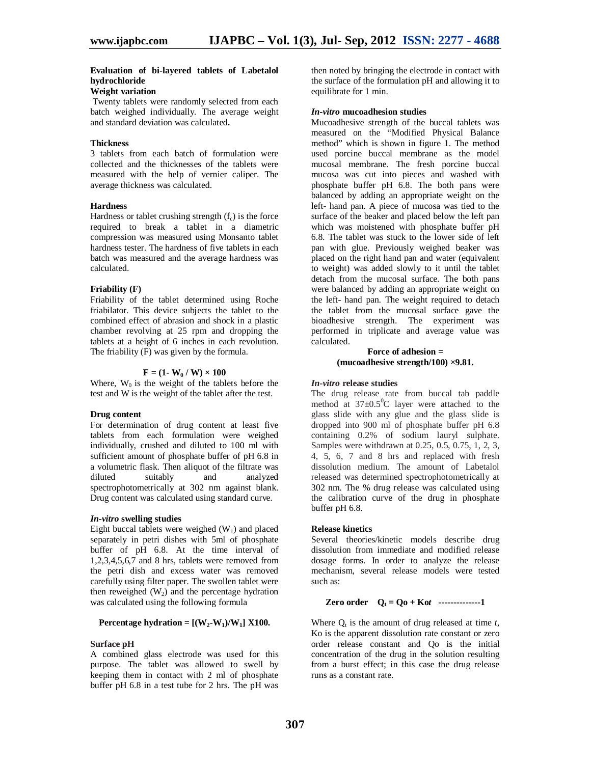### Evaluation of bi-layered tablets of Labetalol hydrochloride

#### Weight variation

Twenty tablets were randomly selected from each batch weighed individually. The average weight and standard deviation was calculated**.**

#### Thickness

3 tablets from each batch of formulation were collected and the thicknesses of the tablets were measured with the help of vernier caliper. The average thickness was calculated.

#### Hardness

Hardness or tablet crushing strength ($f_c$) is the force required to break a tablet in a diametric compression was measured using Monsanto tablet hardness tester. The hardness of five tablets in each batch was measured and the average hardness was calculated.

#### Friability (F)

Friability of the tablet determined using Roche friabilator. This device subjects the tablet to the combined effect of abrasion and shock in a plastic chamber revolving at 25 rpm and dropping the tablets at a height of 6 inches in each revolution. The friability (F) was given by the formula.

$$F = (1 - W_0 / W) \times 100$$

Where, $W_0$ is the weight of the tablets before the test and W is the weight of the tablet after the test.

#### Drug content

For determination of drug content at least five tablets from each formulation were weighed individually, crushed and diluted to 100 ml with sufficient amount of phosphate buffer of pH 6.8 in a volumetric flask. Then aliquot of the filtrate was diluted suitably and analyzed spectrophotometrically at 302 nm against blank. Drug content was calculated using standard curve.

#### *In-vitro* swelling studies

Eight buccal tablets were weighed ($W_1$) and placed separately in petri dishes with 5ml of phosphate buffer of pH 6.8. At the time interval of 1,2,3,4,5,6,7 and 8 hrs, tablets were removed from the petri dish and excess water was removed carefully using filter paper. The swollen tablet were then reweighed ($W_2$) and the percentage hydration was calculated using the following formula

$$\text{Percentage hydration} = [(W_2 - W_1)/W_1] \times 100.$$

#### Surface pH

A combined glass electrode was used for this purpose. The tablet was allowed to swell by keeping them in contact with 2 ml of phosphate buffer pH 6.8 in a test tube for 2 hrs. The pH was then noted by bringing the electrode in contact with the surface of the formulation pH and allowing it to equilibrate for 1 min.

#### *In-vitro* mucoadhesion studies

Mucoadhesive strength of the buccal tablets was measured on the "Modified Physical Balance method" which is shown in figure 1. The method used porcine buccal membrane as the model mucosal membrane. The fresh porcine buccal mucosa was cut into pieces and washed with phosphate buffer pH 6.8. The both pans were balanced by adding an appropriate weight on the left- hand pan. A piece of mucosa was tied to the surface of the beaker and placed below the left pan which was moistened with phosphate buffer pH 6.8. The tablet was stuck to the lower side of left pan with glue. Previously weighed beaker was placed on the right hand pan and water (equivalent to weight) was added slowly to it until the tablet detach from the mucosal surface. The both pans were balanced by adding an appropriate weight on the left- hand pan. The weight required to detach the tablet from the mucosal surface gave the bioadhesive strength. The experiment was performed in triplicate and average value was calculated.

$$\text{Force of adhesion} = (\text{mucoadhesive strength}/100) \times 9.81.$$

#### *In-vitro* release studies

The drug release rate from buccal tab paddle method at 37±0.5$^0$C layer were attached to the glass slide with any glue and the glass slide is dropped into 900 ml of phosphate buffer pH 6.8 containing 0.2% of sodium lauryl sulphate. Samples were withdrawn at 0.25, 0.5, 0.75, 1, 2, 3, 4, 5, 6, 7 and 8 hrs and replaced with fresh dissolution medium. The amount of Labetalol released was determined spectrophotometrically at 302 nm. The % drug release was calculated using the calibration curve of the drug in phosphate buffer pH 6.8.

#### Release kinetics

Several theories/kinetic models describe drug dissolution from immediate and modified release dosage forms. In order to analyze the release mechanism, several release models were tested such as:

$$\text{Zero order} \quad Q_t = Qo + Ko\,t \quad \text{--------------1}$$

Where $Q_t$ is the amount of drug released at time *t*, Ko is the apparent dissolution rate constant or zero order release constant and Qo is the initial concentration of the drug in the solution resulting from a burst effect; in this case the drug release runs as a constant rate.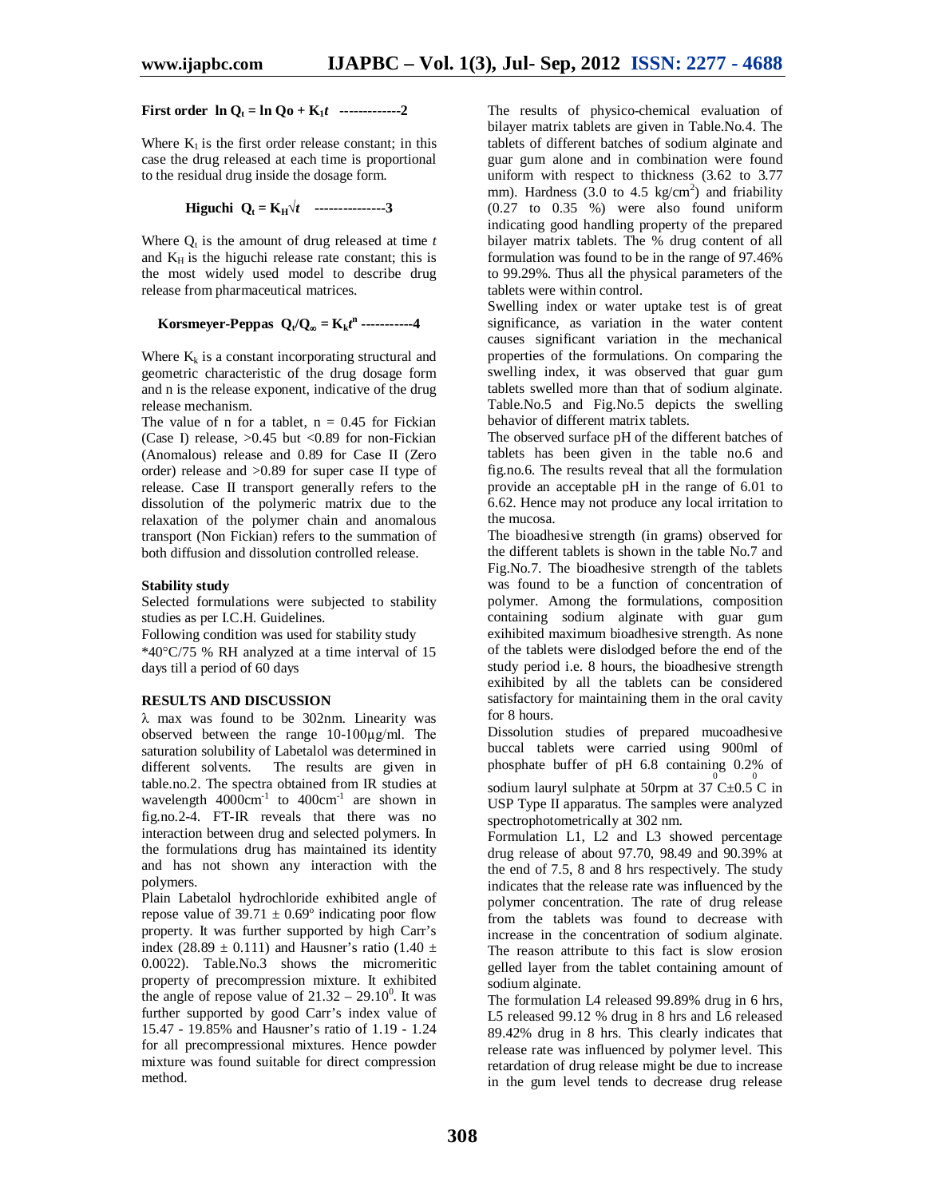**First order** $\ln Q_t = \ln Qo + K_1 t$ -------------2

Where $K_1$ is the first order release constant; in this case the drug released at each time is proportional to the residual drug inside the dosage form.

**Higuchi** $Q_t = K_H\sqrt{t}$ ---------------3

Where $Q_t$ is the amount of drug released at time $t$ and $K_H$ is the higuchi release rate constant; this is the most widely used model to describe drug release from pharmaceutical matrices.

**Korsmeyer-Peppas** $Q_t/Q_\infty = K_k t^n$ -----------4

Where $K_k$ is a constant incorporating structural and geometric characteristic of the drug dosage form and n is the release exponent, indicative of the drug release mechanism.

The value of n for a tablet, n = 0.45 for Fickian (Case I) release, >0.45 but <0.89 for non-Fickian (Anomalous) release and 0.89 for Case II (Zero order) release and >0.89 for super case II type of release. Case II transport generally refers to the dissolution of the polymeric matrix due to the relaxation of the polymer chain and anomalous transport (Non Fickian) refers to the summation of both diffusion and dissolution controlled release.

### Stability study

Selected formulations were subjected to stability studies as per I.C.H. Guidelines.

Following condition was used for stability study

*40°C/75 % RH analyzed at a time interval of 15 days till a period of 60 days

## RESULTS AND DISCUSSION

λ max was found to be 302nm. Linearity was observed between the range 10-100µg/ml. The saturation solubility of Labetalol was determined in different solvents. The results are given in table.no.2. The spectra obtained from IR studies at wavelength $4000cm^{-1}$ to $400cm^{-1}$ are shown in fig.no.2-4. FT-IR reveals that there was no interaction between drug and selected polymers. In the formulations drug has maintained its identity and has not shown any interaction with the polymers.

Plain Labetalol hydrochloride exhibited angle of repose value of 39.71 ± 0.69° indicating poor flow property. It was further supported by high Carr's index (28.89 ± 0.111) and Hausner's ratio (1.40 ± 0.0022). Table.No.3 shows the micromeritic property of precompression mixture. It exhibited the angle of repose value of $21.32 – 29.10^0$. It was further supported by good Carr's index value of 15.47 - 19.85% and Hausner's ratio of 1.19 - 1.24 for all precompressional mixtures. Hence powder mixture was found suitable for direct compression method.

The results of physico-chemical evaluation of bilayer matrix tablets are given in Table.No.4. The tablets of different batches of sodium alginate and guar gum alone and in combination were found uniform with respect to thickness (3.62 to 3.77 mm). Hardness (3.0 to 4.5 $kg/cm^2$) and friability (0.27 to 0.35 %) were also found uniform indicating good handling property of the prepared bilayer matrix tablets. The % drug content of all formulation was found to be in the range of 97.46% to 99.29%. Thus all the physical parameters of the tablets were within control.

Swelling index or water uptake test is of great significance, as variation in the water content causes significant variation in the mechanical properties of the formulations. On comparing the swelling index, it was observed that guar gum tablets swelled more than that of sodium alginate. Table.No.5 and Fig.No.5 depicts the swelling behavior of different matrix tablets.

The observed surface pH of the different batches of tablets has been given in the table no.6 and fig.no.6. The results reveal that all the formulation provide an acceptable pH in the range of 6.01 to 6.62. Hence may not produce any local irritation to the mucosa.

The bioadhesive strength (in grams) observed for the different tablets is shown in the table No.7 and Fig.No.7. The bioadhesive strength of the tablets was found to be a function of concentration of polymer. Among the formulations, composition containing sodium alginate with guar gum exihibited maximum bioadhesive strength. As none of the tablets were dislodged before the end of the study period i.e. 8 hours, the bioadhesive strength exihibited by all the tablets can be considered satisfactory for maintaining them in the oral cavity for 8 hours.

Dissolution studies of prepared mucoadhesive buccal tablets were carried using 900ml of phosphate buffer of pH 6.8 containing 0.2% of sodium lauryl sulphate at 50rpm at $37^0C±0.5^0C$ in USP Type II apparatus. The samples were analyzed spectrophotometrically at 302 nm.

Formulation L1, L2 and L3 showed percentage drug release of about 97.70, 98.49 and 90.39% at the end of 7.5, 8 and 8 hrs respectively. The study indicates that the release rate was influenced by the polymer concentration. The rate of drug release from the tablets was found to decrease with increase in the concentration of sodium alginate. The reason attribute to this fact is slow erosion gelled layer from the tablet containing amount of sodium alginate.

The formulation L4 released 99.89% drug in 6 hrs, L5 released 99.12 % drug in 8 hrs and L6 released 89.42% drug in 8 hrs. This clearly indicates that release rate was influenced by polymer level. This retardation of drug release might be due to increase in the gum level tends to decrease drug release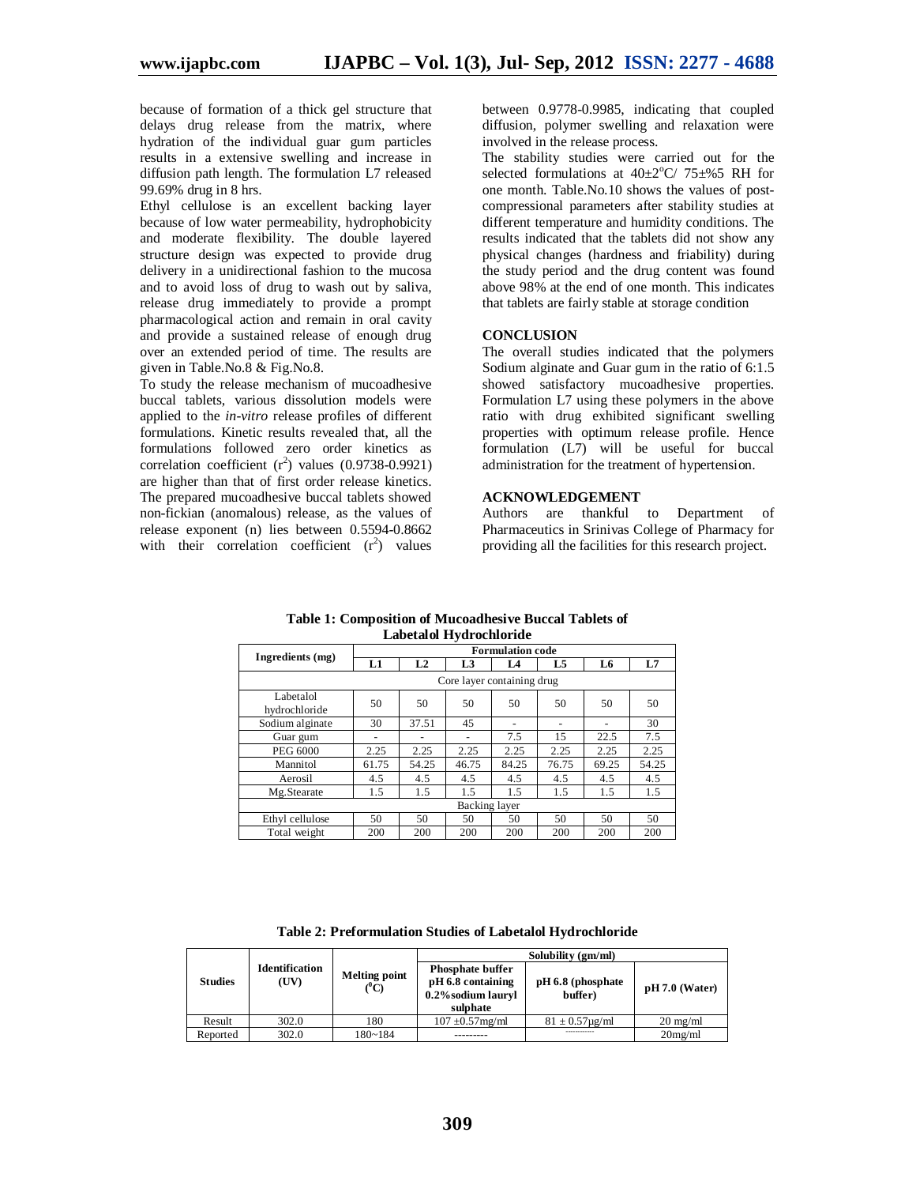because of formation of a thick gel structure that delays drug release from the matrix, where hydration of the individual guar gum particles results in a extensive swelling and increase in diffusion path length. The formulation L7 released 99.69% drug in 8 hrs.

Ethyl cellulose is an excellent backing layer because of low water permeability, hydrophobicity and moderate flexibility. The double layered structure design was expected to provide drug delivery in a unidirectional fashion to the mucosa and to avoid loss of drug to wash out by saliva, release drug immediately to provide a prompt pharmacological action and remain in oral cavity and provide a sustained release of enough drug over an extended period of time. The results are given in Table.No.8 & Fig.No.8.

To study the release mechanism of mucoadhesive buccal tablets, various dissolution models were applied to the *in-vitro* release profiles of different formulations. Kinetic results revealed that, all the formulations followed zero order kinetics as correlation coefficient ($r^2$) values (0.9738-0.9921) are higher than that of first order release kinetics. The prepared mucoadhesive buccal tablets showed non-fickian (anomalous) release, as the values of release exponent (n) lies between 0.5594-0.8662 with their correlation coefficient ($r^2$) values between 0.9778-0.9985, indicating that coupled diffusion, polymer swelling and relaxation were involved in the release process.

The stability studies were carried out for the selected formulations at 40±2°C/ 75±%5 RH for one month. Table.No.10 shows the values of post-compressional parameters after stability studies at different temperature and humidity conditions. The results indicated that the tablets did not show any physical changes (hardness and friability) during the study period and the drug content was found above 98% at the end of one month. This indicates that tablets are fairly stable at storage condition

## CONCLUSION

The overall studies indicated that the polymers Sodium alginate and Guar gum in the ratio of 6:1.5 showed satisfactory mucoadhesive properties. Formulation L7 using these polymers in the above ratio with drug exhibited significant swelling properties with optimum release profile. Hence formulation (L7) will be useful for buccal administration for the treatment of hypertension.

## ACKNOWLEDGEMENT

Authors are thankful to Department of Pharmaceutics in Srinivas College of Pharmacy for providing all the facilities for this research project.

**Table 1: Composition of Mucoadhesive Buccal Tablets of Labetalol Hydrochloride**

| Ingredients (mg) | Formulation code | | | | | | |
|---|---|---|---|---|---|---|---|
| | L1 | L2 | L3 | L4 | L5 | L6 | L7 |
| Core layer containing drug | | | | | | | |
| Labetalol hydrochloride | 50 | 50 | 50 | 50 | 50 | 50 | 50 |
| Sodium alginate | 30 | 37.51 | 45 | - | - | - | 30 |
| Guar gum | - | - | - | 7.5 | 15 | 22.5 | 7.5 |
| PEG 6000 | 2.25 | 2.25 | 2.25 | 2.25 | 2.25 | 2.25 | 2.25 |
| Mannitol | 61.75 | 54.25 | 46.75 | 84.25 | 76.75 | 69.25 | 54.25 |
| Aerosil | 4.5 | 4.5 | 4.5 | 4.5 | 4.5 | 4.5 | 4.5 |
| Mg.Stearate | 1.5 | 1.5 | 1.5 | 1.5 | 1.5 | 1.5 | 1.5 |
| Backing layer | | | | | | | |
| Ethyl cellulose | 50 | 50 | 50 | 50 | 50 | 50 | 50 |
| Total weight | 200 | 200 | 200 | 200 | 200 | 200 | 200 |

**Table 2: Preformulation Studies of Labetalol Hydrochloride**

| Studies | Identification (UV) | Melting point (°C) | Solubility (gm/ml) | | |
|---|---|---|---|---|---|
| | | | Phosphate buffer pH 6.8 containing 0.2%sodium lauryl sulphate | pH 6.8 (phosphate buffer) | pH 7.0 (Water) |
| Result | 302.0 | 180 | 107 ±0.57mg/ml | 81 ± 0.57μg/ml | 20 mg/ml |
| Reported | 302.0 | 180~184 | --------- | ---------- | 20mg/ml |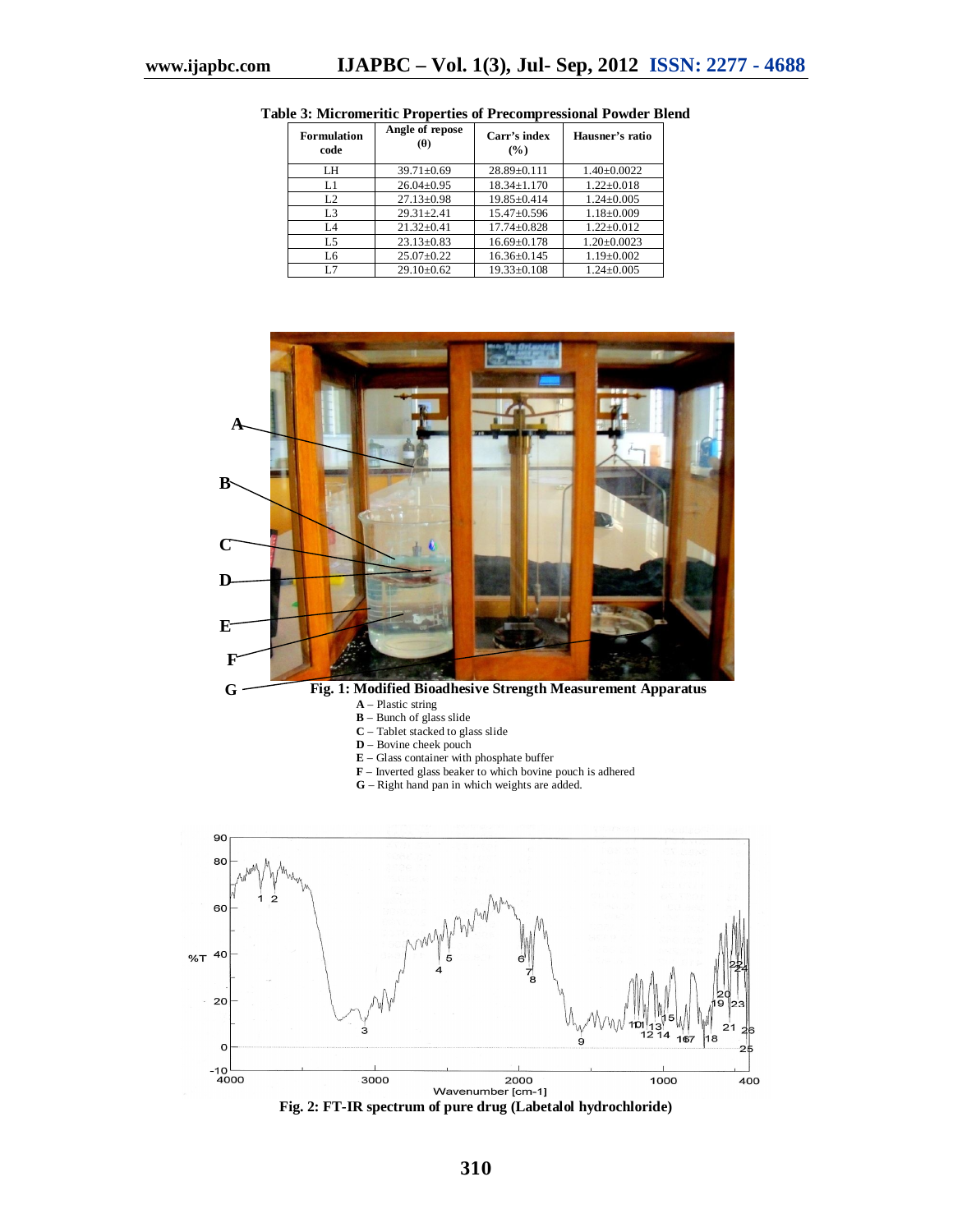**Table 3: Micromeritic Properties of Precompressional Powder Blend**

| Formulation code | Angle of repose (θ) | Carr's index (%) | Hausner's ratio |
|---|---|---|---|
| LH | 39.71±0.69 | 28.89±0.111 | 1.40±0.0022 |
| L1 | 26.04±0.95 | 18.34±1.170 | 1.22±0.018 |
| L2 | 27.13±0.98 | 19.85±0.414 | 1.24±0.005 |
| L3 | 29.31±2.41 | 15.47±0.596 | 1.18±0.009 |
| L4 | 21.32±0.41 | 17.74±0.828 | 1.22±0.012 |
| L5 | 23.13±0.83 | 16.69±0.178 | 1.20±0.0023 |
| L6 | 25.07±0.22 | 16.36±0.145 | 1.19±0.002 |
| L7 | 29.10±0.62 | 19.33±0.108 | 1.24±0.005 |

A
B
C
D
E
F
G

**Fig. 1: Modified Bioadhesive Strength Measurement Apparatus**

**A** – Plastic string
**B** – Bunch of glass slide
**C** – Tablet stacked to glass slide
**D** – Bovine cheek pouch
**E** – Glass container with phosphate buffer
**F** – Inverted glass beaker to which bovine pouch is adhered
**G** – Right hand pan in which weights are added.

90
80
60
%T 40
20
0
-10
4000
3000
2000
1000
400
Wavenumber [cm-1]
1 2 3 4 5 6 7 8 9 10 11 12 13 14 15 16 17 18 19 20 21 22 23 24 25 26

**Fig. 2: FT-IR spectrum of pure drug (Labetalol hydrochloride)**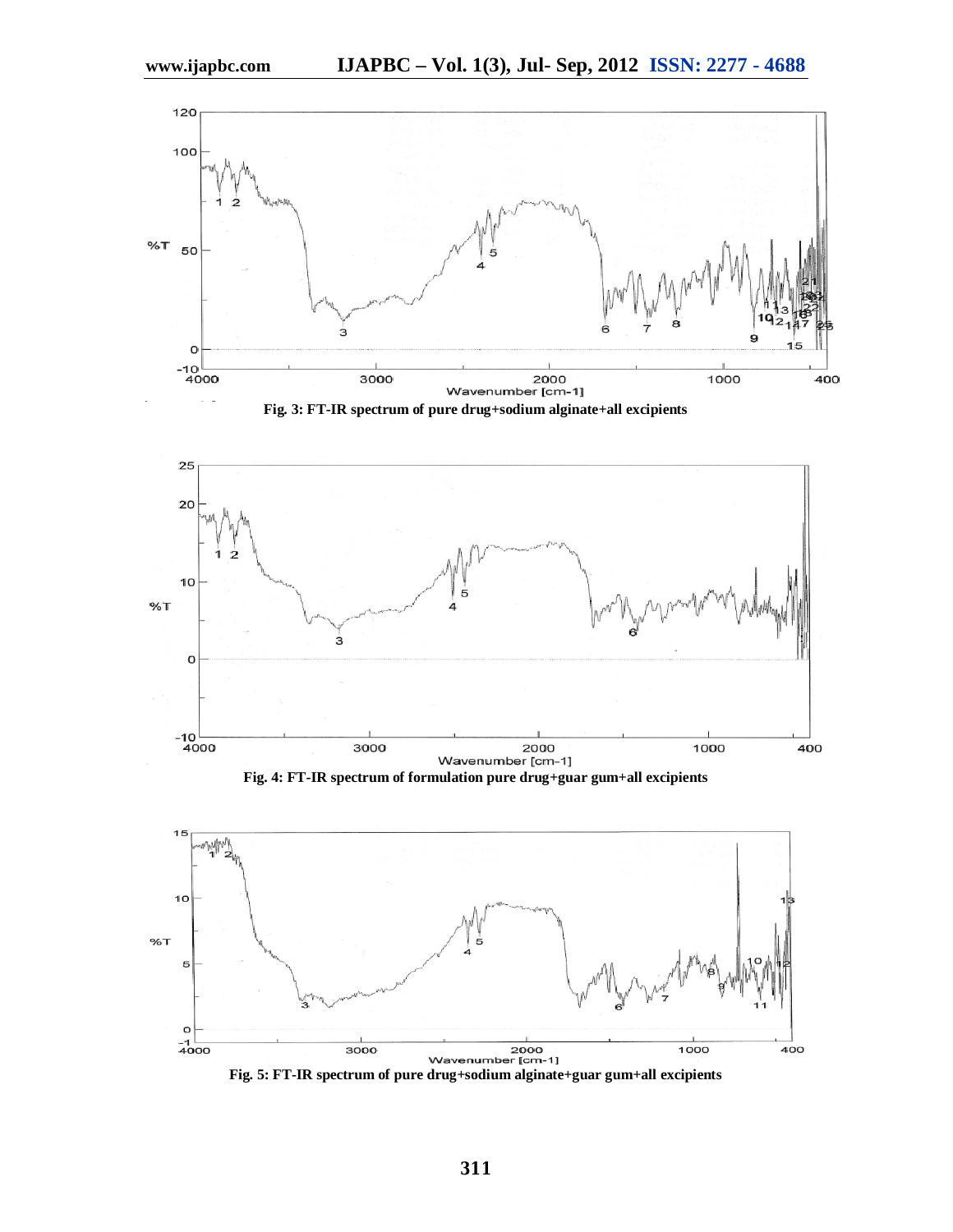120

100

%T 50

0

-10

4000 3000 2000 1000 400

Wavenumber [cm-1]

1 2 3 4 5 6 7 8 9 10 11 12 13 14 15 16 17 18 19 20 21 22 23 24 25

Fig. 3: FT-IR spectrum of pure drug+sodium alginate+all excipients

25

20

10

%T

0

-10

4000 3000 2000 1000 400

Wavenumber [cm-1]

1 2 3 4 5 6

Fig. 4: FT-IR spectrum of formulation pure drug+guar gum+all excipients

15

10

%T

5

0

-1

4000 3000 2000 1000 400

Wavenumber [cm-1]

1 2 3 4 5 6 7 8 9 10 11 12 13

Fig. 5: FT-IR spectrum of pure drug+sodium alginate+guar gum+all excipients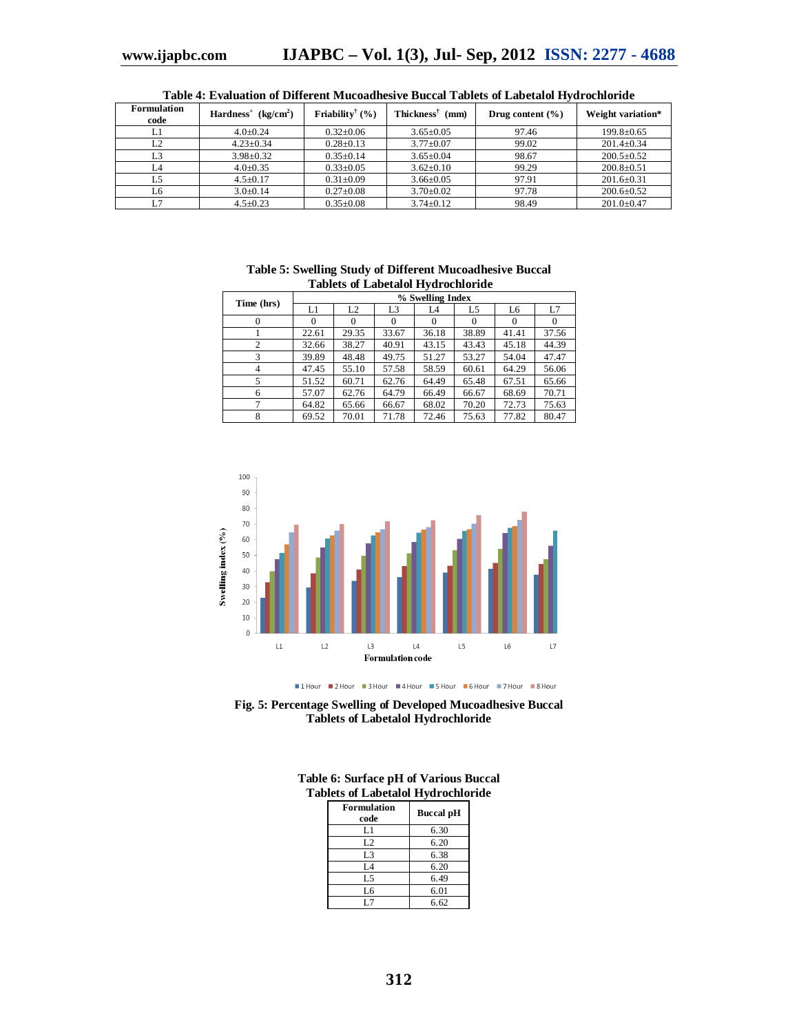**Table 4: Evaluation of Different Mucoadhesive Buccal Tablets of Labetalol Hydrochloride**

| Formulation code | Hardness[+] ($kg/cm^2$) | Friability[†] (%) | Thickness[†] (mm) | Drug content (%) | Weight variation* |
|---|---|---|---|---|---|
| L1 | 4.0±0.24 | 0.32±0.06 | 3.65±0.05 | 97.46 | 199.8±0.65 |
| L2 | 4.23±0.34 | 0.28±0.13 | 3.77±0.07 | 99.02 | 201.4±0.34 |
| L3 | 3.98±0.32 | 0.35±0.14 | 3.65±0.04 | 98.67 | 200.5±0.52 |
| L4 | 4.0±0.35 | 0.33±0.05 | 3.62±0.10 | 99.29 | 200.8±0.51 |
| L5 | 4.5±0.17 | 0.31±0.09 | 3.66±0.05 | 97.91 | 201.6±0.31 |
| L6 | 3.0±0.14 | 0.27±0.08 | 3.70±0.02 | 97.78 | 200.6±0.52 |
| L7 | 4.5±0.23 | 0.35±0.08 | 3.74±0.12 | 98.49 | 201.0±0.47 |

**Table 5: Swelling Study of Different Mucoadhesive Buccal Tablets of Labetalol Hydrochloride**

| Time (hrs) | % Swelling Index | | | | | | |
|---|---|---|---|---|---|---|---|
| | L1 | L2 | L3 | L4 | L5 | L6 | L7 |
| 0 | 0 | 0 | 0 | 0 | 0 | 0 | 0 |
| 1 | 22.61 | 29.35 | 33.67 | 36.18 | 38.89 | 41.41 | 37.56 |
| 2 | 32.66 | 38.27 | 40.91 | 43.15 | 43.43 | 45.18 | 44.39 |
| 3 | 39.89 | 48.48 | 49.75 | 51.27 | 53.27 | 54.04 | 47.47 |
| 4 | 47.45 | 55.10 | 57.58 | 58.59 | 60.61 | 64.29 | 56.06 |
| 5 | 51.52 | 60.71 | 62.76 | 64.49 | 65.48 | 67.51 | 65.66 |
| 6 | 57.07 | 62.76 | 64.79 | 66.49 | 66.67 | 68.69 | 70.71 |
| 7 | 64.82 | 65.66 | 66.67 | 68.02 | 70.20 | 72.73 | 75.63 |
| 8 | 69.52 | 70.01 | 71.78 | 72.46 | 75.63 | 77.82 | 80.47 |

Swelling index (%)

0
10
20
30
40
50
60
70
80
90
100

L1 L2 L3 L4 L5 L6 L7

Formulation code

1 Hour 2 Hour 3 Hour 4 Hour 5 Hour 6 Hour 7 Hour 8 Hour

**Fig. 5: Percentage Swelling of Developed Mucoadhesive Buccal Tablets of Labetalol Hydrochloride**

**Table 6: Surface pH of Various Buccal Tablets of Labetalol Hydrochloride**

| Formulation code | Buccal pH |
|---|---|
| L1 | 6.30 |
| L2 | 6.20 |
| L3 | 6.38 |
| L4 | 6.20 |
| L5 | 6.49 |
| L6 | 6.01 |
| L7 | 6.62 |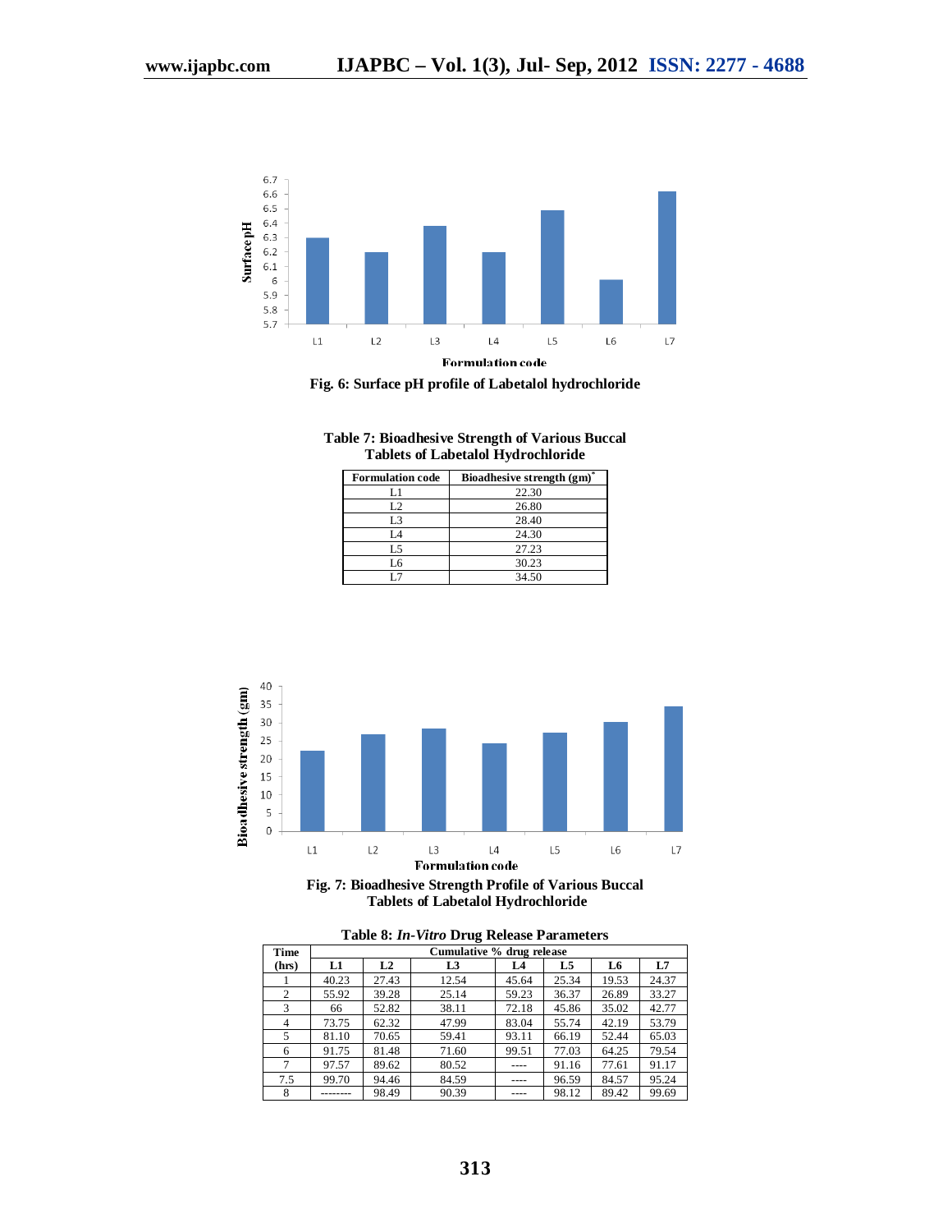6.7
6.6
6.5
6.4
6.3
6.2
6.1
6
5.9
5.8
5.7

Surface pH

L1 L2 L3 L4 L5 L6 L7

Formulation code

Fig. 6: Surface pH profile of Labetalol hydrochloride

**Table 7: Bioadhesive Strength of Various Buccal Tablets of Labetalol Hydrochloride**

| Formulation code | Bioadhesive strength (gm)* |
|---|---|
| L1 | 22.30 |
| L2 | 26.80 |
| L3 | 28.40 |
| L4 | 24.30 |
| L5 | 27.23 |
| L6 | 30.23 |
| L7 | 34.50 |

40
35
30
25
20
15
10
5
0

Bioadhesive strength (gm)

L1 L2 L3 L4 L5 L6 L7

Formulation code

**Fig. 7: Bioadhesive Strength Profile of Various Buccal Tablets of Labetalol Hydrochloride**

**Table 8: *In-Vitro* Drug Release Parameters**

| Time (hrs) | Cumulative % drug release | | | | | | |
|---|---|---|---|---|---|---|---|
| | L1 | L2 | L3 | L4 | L5 | L6 | L7 |
| 1 | 40.23 | 27.43 | 12.54 | 45.64 | 25.34 | 19.53 | 24.37 |
| 2 | 55.92 | 39.28 | 25.14 | 59.23 | 36.37 | 26.89 | 33.27 |
| 3 | 66 | 52.82 | 38.11 | 72.18 | 45.86 | 35.02 | 42.77 |
| 4 | 73.75 | 62.32 | 47.99 | 83.04 | 55.74 | 42.19 | 53.79 |
| 5 | 81.10 | 70.65 | 59.41 | 93.11 | 66.19 | 52.44 | 65.03 |
| 6 | 91.75 | 81.48 | 71.60 | 99.51 | 77.03 | 64.25 | 79.54 |
| 7 | 97.57 | 89.62 | 80.52 | ---- | 91.16 | 77.61 | 91.17 |
| 7.5 | 99.70 | 94.46 | 84.59 | ---- | 96.59 | 84.57 | 95.24 |
| 8 | -------- | 98.49 | 90.39 | ---- | 98.12 | 89.42 | 99.69 |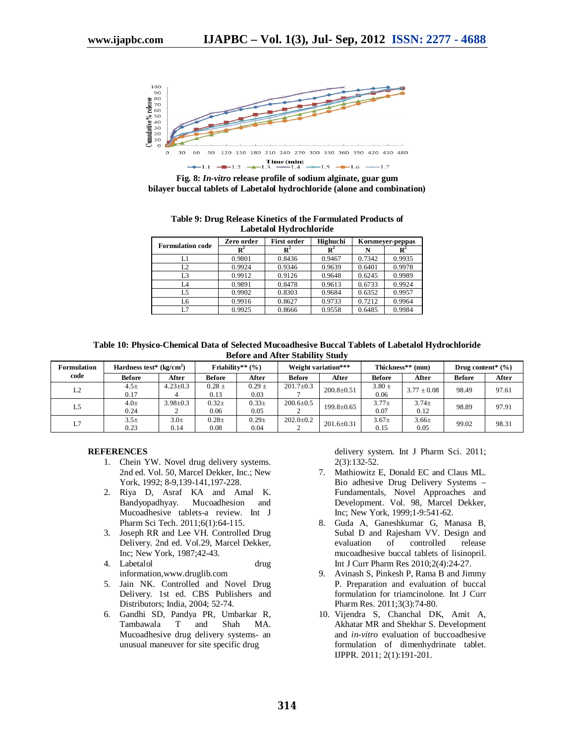Cumulative % release

100
90
80
70
60
50
40
30
20
10
0

0 30 60 90 120 150 180 210 240 270 300 330 360 390 420 450 480

Time (min)

L1 L2 L3 L4 L5 L6 L7

**Fig. 8: *In-vitro* release profile of sodium alginate, guar gum bilayer buccal tablets of Labetalol hydrochloride (alone and combination)**

**Table 9: Drug Release Kinetics of the Formulated Products of Labetalol Hydrochloride**

| Formulation code | Zero order | First order | Highuchi | Korsmeyer-peppas | |
|---|---|---|---|---|---|
| | $R^2$ | $R^2$ | $R^2$ | N | $R^2$ |
| L1 | 0.9801 | 0.8436 | 0.9467 | 0.7342 | 0.9935 |
| L2 | 0.9924 | 0.9346 | 0.9639 | 0.6401 | 0.9978 |
| L3 | 0.9912 | 0.9126 | 0.9648 | 0.6245 | 0.9989 |
| L4 | 0.9891 | 0.8478 | 0.9613 | 0.6733 | 0.9924 |
| L5 | 0.9902 | 0.8303 | 0.9684 | 0.6352 | 0.9957 |
| L6 | 0.9916 | 0.8627 | 0.9733 | 0.7212 | 0.9964 |
| L7 | 0.9925 | 0.8666 | 0.9558 | 0.6485 | 0.9984 |

**Table 10: Physico-Chemical Data of Selected Mucoadhesive Buccal Tablets of Labetalol Hydrochloride Before and After Stability Study**

| Formulation code | Hardness test* ($kg/cm^2$) | | Friability** (%) | | Weight variation*** | | Thickness** (mm) | | Drug content* (%) | |
|---|---|---|---|---|---|---|---|---|---|---|
| | Before | After | Before | After | Before | After | Before | After | Before | After |
| L2 | 4.5± 0.17 | 4.23±0.34 | 0.28 ± 0.13 | 0.29 ± 0.03 | 201.7±0.37 | 200.8±0.51 | 3.80 ± 0.06 | 3.77 ± 0.08 | 98.49 | 97.61 |
| L5 | 4.0± 0.24 | 3.98±0.32 | 0.32± 0.06 | 0.33± 0.05 | 200.6±0.52 | 199.8±0.65 | 3.77± 0.07 | 3.74± 0.12 | 98.89 | 97.91 |
| L7 | 3.5± 0.23 | 3.0± 0.14 | 0.28± 0.08 | 0.29± 0.04 | 202.0±0.22 | 201.6±0.31 | 3.67± 0.15 | 3.66± 0.05 | 99.02 | 98.31 |

## REFERENCES

1. Chein YW. Novel drug delivery systems. 2nd ed. Vol. 50, Marcel Dekker, Inc.; New York, 1992; 8-9,139-141,197-228.
2. Riya D, Asraf KA and Amal K. Bandyopadhyay. Mucoadhesion and Mucoadhesive tablets-a review. Int J Pharm Sci Tech. 2011;6(1):64-115.
3. Joseph RR and Lee VH. Controlled Drug Delivery. 2nd ed. Vol.29, Marcel Dekker, Inc; New York, 1987;42-43.
4. Labetalol drug information,www.druglib.com
5. Jain NK. Controlled and Novel Drug Delivery. 1st ed. CBS Publishers and Distributors; India, 2004; 52-74.
6. Gandhi SD, Pandya PR, Umbarkar R, Tambawala T and Shah MA. Mucoadhesive drug delivery systems- an unusual maneuver for site specific drug delivery system. Int J Pharm Sci. 2011; 2(3):132-52.
7. Mathiowitz E, Donald EC and Claus ML. Bio adhesive Drug Delivery Systems – Fundamentals, Novel Approaches and Development. Vol. 98, Marcel Dekker, Inc; New York, 1999;1-9:541-62.
8. Guda A, Ganeshkumar G, Manasa B, Subal D and Rajesham VV. Design and evaluation of controlled release mucoadhesive buccal tablets of lisinopril. Int J Curr Pharm Res 2010;2(4):24-27.
9. Avinash S, Pinkesh P, Rama B and Jimmy P. Preparation and evaluation of buccal formulation for triamcinolone. Int J Curr Pharm Res. 2011;3(3):74-80.
10. Vijendra S, Chanchal DK, Amit A, Akhatar MR and Shekhar S. Development and *in-vitro* evaluation of buccoadhesive formulation of dimenhydrinate tablet. IJPPR. 2011; 2(1):191-201.